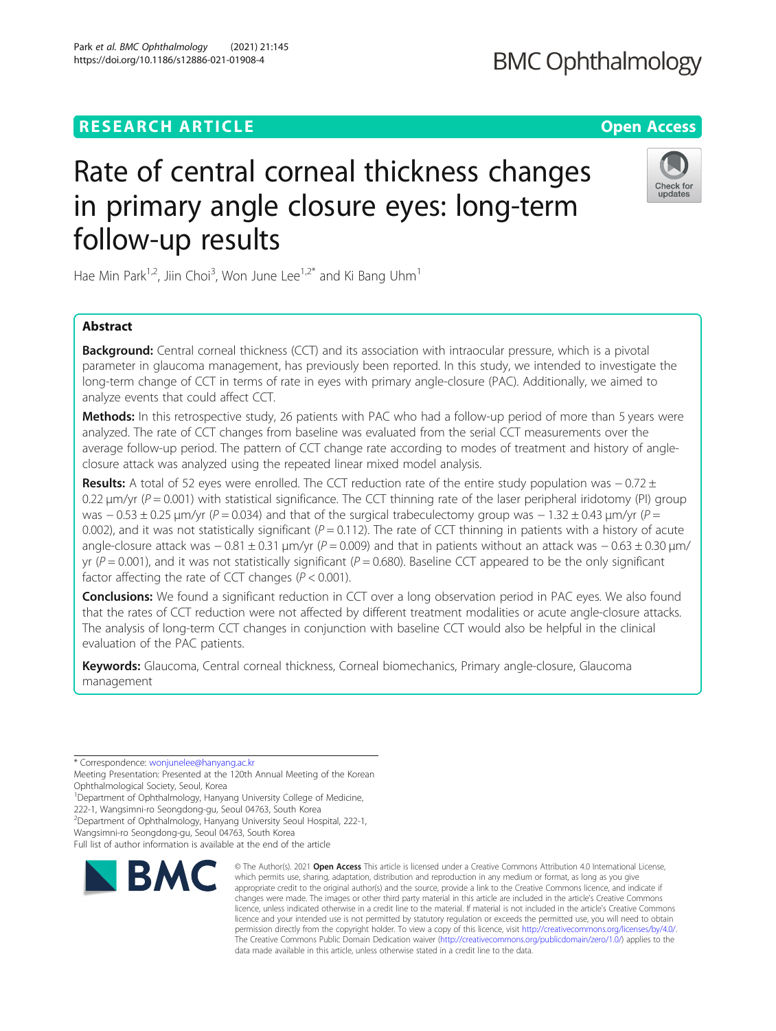RESEARCH ARTICLE

Open Access

# Rate of central corneal thickness changes in primary angle closure eyes: long-term follow-up results

Hae Min Park[1,2], Jiin Choi[3], Won June Lee[1,2*] and Ki Bang Uhm[1]

## Abstract

**Background:** Central corneal thickness (CCT) and its association with intraocular pressure, which is a pivotal parameter in glaucoma management, has previously been reported. In this study, we intended to investigate the long-term change of CCT in terms of rate in eyes with primary angle-closure (PAC). Additionally, we aimed to analyze events that could affect CCT.

**Methods:** In this retrospective study, 26 patients with PAC who had a follow-up period of more than 5 years were analyzed. The rate of CCT changes from baseline was evaluated from the serial CCT measurements over the average follow-up period. The pattern of CCT change rate according to modes of treatment and history of angle-closure attack was analyzed using the repeated linear mixed model analysis.

**Results:** A total of 52 eyes were enrolled. The CCT reduction rate of the entire study population was − 0.72 ± 0.22 μm/yr ($P = 0.001$) with statistical significance. The CCT thinning rate of the laser peripheral iridotomy (PI) group was − 0.53 ± 0.25 μm/yr ($P = 0.034$) and that of the surgical trabeculectomy group was − 1.32 ± 0.43 μm/yr ($P = 0.002$), and it was not statistically significant ($P = 0.112$). The rate of CCT thinning in patients with a history of acute angle-closure attack was − 0.81 ± 0.31 μm/yr ($P = 0.009$) and that in patients without an attack was − 0.63 ± 0.30 μm/yr ($P = 0.001$), and it was not statistically significant ($P = 0.680$). Baseline CCT appeared to be the only significant factor affecting the rate of CCT changes ($P < 0.001$).

**Conclusions:** We found a significant reduction in CCT over a long observation period in PAC eyes. We also found that the rates of CCT reduction were not affected by different treatment modalities or acute angle-closure attacks. The analysis of long-term CCT changes in conjunction with baseline CCT would also be helpful in the clinical evaluation of the PAC patients.

**Keywords:** Glaucoma, Central corneal thickness, Corneal biomechanics, Primary angle-closure, Glaucoma management

---

\* Correspondence: wonjunelee@hanyang.ac.kr

Meeting Presentation: Presented at the 120th Annual Meeting of the Korean Ophthalmological Society, Seoul, Korea

[1]Department of Ophthalmology, Hanyang University College of Medicine, 222-1, Wangsimni-ro Seongdong-gu, Seoul 04763, South Korea

[2]Department of Ophthalmology, Hanyang University Seoul Hospital, 222-1, Wangsimni-ro Seongdong-gu, Seoul 04763, South Korea

Full list of author information is available at the end of the article

© The Author(s). 2021 **Open Access** This article is licensed under a Creative Commons Attribution 4.0 International License, which permits use, sharing, adaptation, distribution and reproduction in any medium or format, as long as you give appropriate credit to the original author(s) and the source, provide a link to the Creative Commons licence, and indicate if changes were made. The images or other third party material in this article are included in the article's Creative Commons licence, unless indicated otherwise in a credit line to the material. If material is not included in the article's Creative Commons licence and your intended use is not permitted by statutory regulation or exceeds the permitted use, you will need to obtain permission directly from the copyright holder. To view a copy of this licence, visit http://creativecommons.org/licenses/by/4.0/. The Creative Commons Public Domain Dedication waiver (http://creativecommons.org/publicdomain/zero/1.0/) applies to the data made available in this article, unless otherwise stated in a credit line to the data.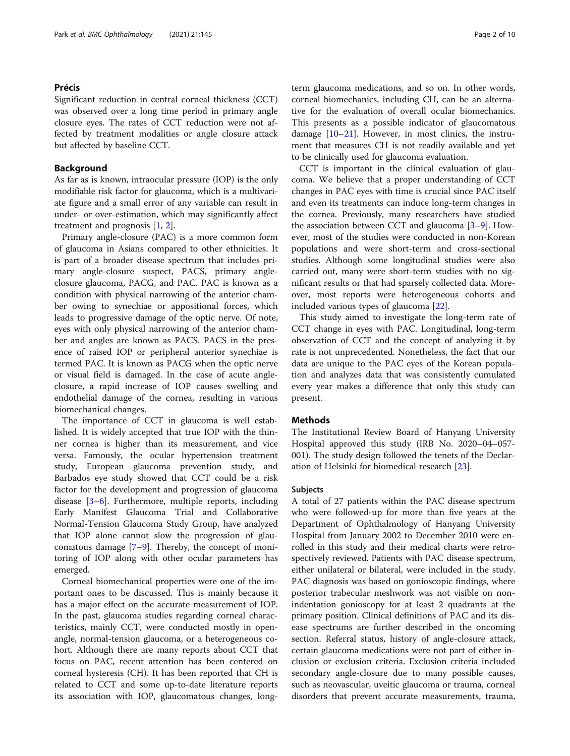## Précis

Significant reduction in central corneal thickness (CCT) was observed over a long time period in primary angle closure eyes. The rates of CCT reduction were not affected by treatment modalities or angle closure attack but affected by baseline CCT.

## Background

As far as is known, intraocular pressure (IOP) is the only modifiable risk factor for glaucoma, which is a multivariate figure and a small error of any variable can result in under- or over-estimation, which may significantly affect treatment and prognosis [1, 2].

Primary angle-closure (PAC) is a more common form of glaucoma in Asians compared to other ethnicities. It is part of a broader disease spectrum that includes primary angle-closure suspect, PACS, primary angle-closure glaucoma, PACG, and PAC. PAC is known as a condition with physical narrowing of the anterior chamber owing to synechiae or appositional forces, which leads to progressive damage of the optic nerve. Of note, eyes with only physical narrowing of the anterior chamber and angles are known as PACS. PACS in the presence of raised IOP or peripheral anterior synechiae is termed PAC. It is known as PACG when the optic nerve or visual field is damaged. In the case of acute angle-closure, a rapid increase of IOP causes swelling and endothelial damage of the cornea, resulting in various biomechanical changes.

The importance of CCT in glaucoma is well established. It is widely accepted that true IOP with the thinner cornea is higher than its measurement, and vice versa. Famously, the ocular hypertension treatment study, European glaucoma prevention study, and Barbados eye study showed that CCT could be a risk factor for the development and progression of glaucoma disease [3–6]. Furthermore, multiple reports, including Early Manifest Glaucoma Trial and Collaborative Normal-Tension Glaucoma Study Group, have analyzed that IOP alone cannot slow the progression of glaucomatous damage [7–9]. Thereby, the concept of monitoring of IOP along with other ocular parameters has emerged.

Corneal biomechanical properties were one of the important ones to be discussed. This is mainly because it has a major effect on the accurate measurement of IOP. In the past, glaucoma studies regarding corneal characteristics, mainly CCT, were conducted mostly in open-angle, normal-tension glaucoma, or a heterogeneous cohort. Although there are many reports about CCT that focus on PAC, recent attention has been centered on corneal hysteresis (CH). It has been reported that CH is related to CCT and some up-to-date literature reports its association with IOP, glaucomatous changes, long-term glaucoma medications, and so on. In other words, corneal biomechanics, including CH, can be an alternative for the evaluation of overall ocular biomechanics. This presents as a possible indicator of glaucomatous damage [10–21]. However, in most clinics, the instrument that measures CH is not readily available and yet to be clinically used for glaucoma evaluation.

CCT is important in the clinical evaluation of glaucoma. We believe that a proper understanding of CCT changes in PAC eyes with time is crucial since PAC itself and even its treatments can induce long-term changes in the cornea. Previously, many researchers have studied the association between CCT and glaucoma [3–9]. However, most of the studies were conducted in non-Korean populations and were short-term and cross-sectional studies. Although some longitudinal studies were also carried out, many were short-term studies with no significant results or that had sparsely collected data. Moreover, most reports were heterogeneous cohorts and included various types of glaucoma [22].

This study aimed to investigate the long-term rate of CCT change in eyes with PAC. Longitudinal, long-term observation of CCT and the concept of analyzing it by rate is not unprecedented. Nonetheless, the fact that our data are unique to the PAC eyes of the Korean population and analyzes data that was consistently cumulated every year makes a difference that only this study can present.

## Methods

The Institutional Review Board of Hanyang University Hospital approved this study (IRB No. 2020–04–057-001). The study design followed the tenets of the Declaration of Helsinki for biomedical research [23].

### Subjects

A total of 27 patients within the PAC disease spectrum who were followed-up for more than five years at the Department of Ophthalmology of Hanyang University Hospital from January 2002 to December 2010 were enrolled in this study and their medical charts were retrospectively reviewed. Patients with PAC disease spectrum, either unilateral or bilateral, were included in the study. PAC diagnosis was based on gonioscopic findings, where posterior trabecular meshwork was not visible on non-indentation gonioscopy for at least 2 quadrants at the primary position. Clinical definitions of PAC and its disease spectrums are further described in the oncoming section. Referral status, history of angle-closure attack, certain glaucoma medications were not part of either inclusion or exclusion criteria. Exclusion criteria included secondary angle-closure due to many possible causes, such as neovascular, uveitic glaucoma or trauma, corneal disorders that prevent accurate measurements, trauma,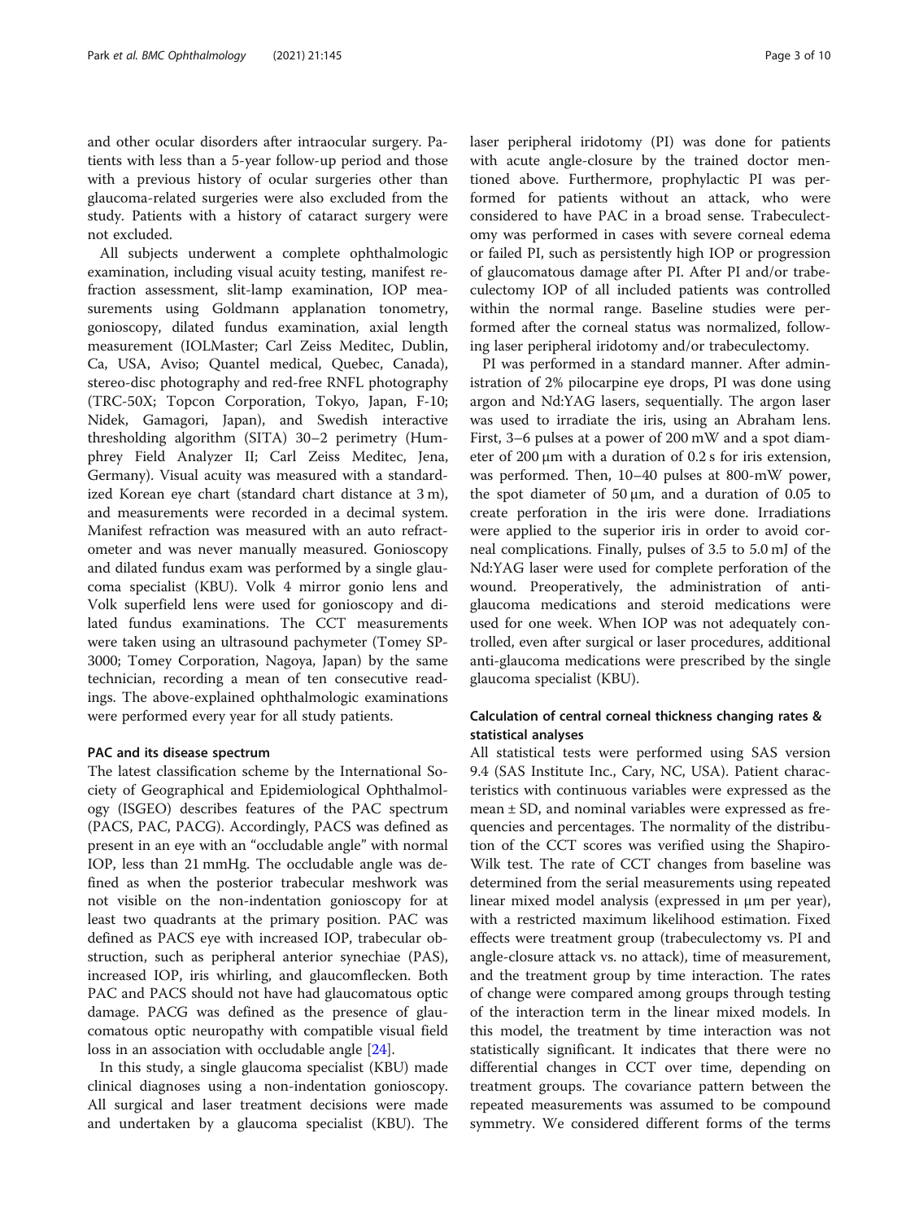and other ocular disorders after intraocular surgery. Patients with less than a 5-year follow-up period and those with a previous history of ocular surgeries other than glaucoma-related surgeries were also excluded from the study. Patients with a history of cataract surgery were not excluded.

All subjects underwent a complete ophthalmologic examination, including visual acuity testing, manifest refraction assessment, slit-lamp examination, IOP measurements using Goldmann applanation tonometry, gonioscopy, dilated fundus examination, axial length measurement (IOLMaster; Carl Zeiss Meditec, Dublin, Ca, USA, Aviso; Quantel medical, Quebec, Canada), stereo-disc photography and red-free RNFL photography (TRC-50X; Topcon Corporation, Tokyo, Japan, F-10; Nidek, Gamagori, Japan), and Swedish interactive thresholding algorithm (SITA) 30–2 perimetry (Humphrey Field Analyzer II; Carl Zeiss Meditec, Jena, Germany). Visual acuity was measured with a standardized Korean eye chart (standard chart distance at 3 m), and measurements were recorded in a decimal system. Manifest refraction was measured with an auto refractometer and was never manually measured. Gonioscopy and dilated fundus exam was performed by a single glaucoma specialist (KBU). Volk 4 mirror gonio lens and Volk superfield lens were used for gonioscopy and dilated fundus examinations. The CCT measurements were taken using an ultrasound pachymeter (Tomey SP-3000; Tomey Corporation, Nagoya, Japan) by the same technician, recording a mean of ten consecutive readings. The above-explained ophthalmologic examinations were performed every year for all study patients.

### PAC and its disease spectrum

The latest classification scheme by the International Society of Geographical and Epidemiological Ophthalmology (ISGEO) describes features of the PAC spectrum (PACS, PAC, PACG). Accordingly, PACS was defined as present in an eye with an "occludable angle" with normal IOP, less than 21 mmHg. The occludable angle was defined as when the posterior trabecular meshwork was not visible on the non-indentation gonioscopy for at least two quadrants at the primary position. PAC was defined as PACS eye with increased IOP, trabecular obstruction, such as peripheral anterior synechiae (PAS), increased IOP, iris whirling, and glaucomflecken. Both PAC and PACS should not have had glaucomatous optic damage. PACG was defined as the presence of glaucomatous optic neuropathy with compatible visual field loss in an association with occludable angle [24].

In this study, a single glaucoma specialist (KBU) made clinical diagnoses using a non-indentation gonioscopy. All surgical and laser treatment decisions were made and undertaken by a glaucoma specialist (KBU). The laser peripheral iridotomy (PI) was done for patients with acute angle-closure by the trained doctor mentioned above. Furthermore, prophylactic PI was performed for patients without an attack, who were considered to have PAC in a broad sense. Trabeculectomy was performed in cases with severe corneal edema or failed PI, such as persistently high IOP or progression of glaucomatous damage after PI. After PI and/or trabeculectomy IOP of all included patients was controlled within the normal range. Baseline studies were performed after the corneal status was normalized, following laser peripheral iridotomy and/or trabeculectomy.

PI was performed in a standard manner. After administration of 2% pilocarpine eye drops, PI was done using argon and Nd:YAG lasers, sequentially. The argon laser was used to irradiate the iris, using an Abraham lens. First, 3–6 pulses at a power of 200 mW and a spot diameter of 200 μm with a duration of 0.2 s for iris extension, was performed. Then, 10–40 pulses at 800-mW power, the spot diameter of 50 μm, and a duration of 0.05 to create perforation in the iris were done. Irradiations were applied to the superior iris in order to avoid corneal complications. Finally, pulses of 3.5 to 5.0 mJ of the Nd:YAG laser were used for complete perforation of the wound. Preoperatively, the administration of anti-glaucoma medications and steroid medications were used for one week. When IOP was not adequately controlled, even after surgical or laser procedures, additional anti-glaucoma medications were prescribed by the single glaucoma specialist (KBU).

### Calculation of central corneal thickness changing rates & statistical analyses

All statistical tests were performed using SAS version 9.4 (SAS Institute Inc., Cary, NC, USA). Patient characteristics with continuous variables were expressed as the mean ± SD, and nominal variables were expressed as frequencies and percentages. The normality of the distribution of the CCT scores was verified using the Shapiro-Wilk test. The rate of CCT changes from baseline was determined from the serial measurements using repeated linear mixed model analysis (expressed in μm per year), with a restricted maximum likelihood estimation. Fixed effects were treatment group (trabeculectomy vs. PI and angle-closure attack vs. no attack), time of measurement, and the treatment group by time interaction. The rates of change were compared among groups through testing of the interaction term in the linear mixed models. In this model, the treatment by time interaction was not statistically significant. It indicates that there were no differential changes in CCT over time, depending on treatment groups. The covariance pattern between the repeated measurements was assumed to be compound symmetry. We considered different forms of the terms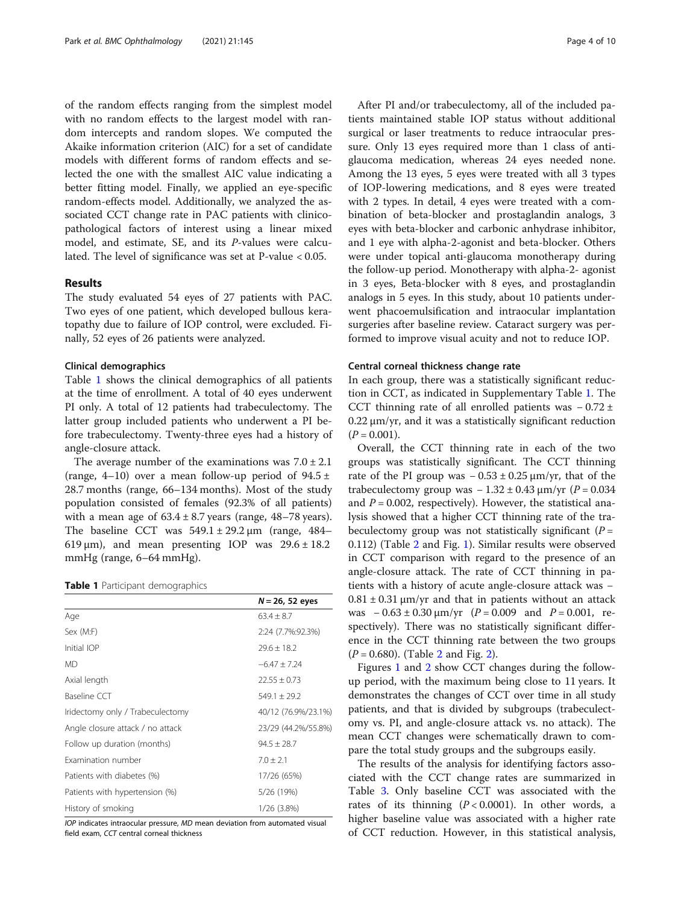of the random effects ranging from the simplest model with no random effects to the largest model with random intercepts and random slopes. We computed the Akaike information criterion (AIC) for a set of candidate models with different forms of random effects and selected the one with the smallest AIC value indicating a better fitting model. Finally, we applied an eye-specific random-effects model. Additionally, we analyzed the associated CCT change rate in PAC patients with clinicopathological factors of interest using a linear mixed model, and estimate, SE, and its *P*-values were calculated. The level of significance was set at P-value < 0.05.

## Results

The study evaluated 54 eyes of 27 patients with PAC. Two eyes of one patient, which developed bullous keratopathy due to failure of IOP control, were excluded. Finally, 52 eyes of 26 patients were analyzed.

### Clinical demographics

Table 1 shows the clinical demographics of all patients at the time of enrollment. A total of 40 eyes underwent PI only. A total of 12 patients had trabeculectomy. The latter group included patients who underwent a PI before trabeculectomy. Twenty-three eyes had a history of angle-closure attack.

The average number of the examinations was 7.0 ± 2.1 (range, 4–10) over a mean follow-up period of 94.5 ± 28.7 months (range, 66–134 months). Most of the study population consisted of females (92.3% of all patients) with a mean age of 63.4 ± 8.7 years (range, 48–78 years). The baseline CCT was 549.1 ± 29.2 μm (range, 484–619 μm), and mean presenting IOP was 29.6 ± 18.2 mmHg (range, 6–64 mmHg).

**Table 1** Participant demographics

| | *N* = 26, 52 eyes |
|---|---|
| Age | 63.4 ± 8.7 |
| Sex (M:F) | 2:24 (7.7%:92.3%) |
| Initial IOP | 29.6 ± 18.2 |
| MD | −6.47 ± 7.24 |
| Axial length | 22.55 ± 0.73 |
| Baseline CCT | 549.1 ± 29.2 |
| Iridectomy only / Trabeculectomy | 40/12 (76.9%/23.1%) |
| Angle closure attack / no attack | 23/29 (44.2%/55.8%) |
| Follow up duration (months) | 94.5 ± 28.7 |
| Examination number | 7.0 ± 2.1 |
| Patients with diabetes (%) | 17/26 (65%) |
| Patients with hypertension (%) | 5/26 (19%) |
| History of smoking | 1/26 (3.8%) |

*IOP* indicates intraocular pressure, *MD* mean deviation from automated visual field exam, *CCT* central corneal thickness

After PI and/or trabeculectomy, all of the included patients maintained stable IOP status without additional surgical or laser treatments to reduce intraocular pressure. Only 13 eyes required more than 1 class of anti-glaucoma medication, whereas 24 eyes needed none. Among the 13 eyes, 5 eyes were treated with all 3 types of IOP-lowering medications, and 8 eyes were treated with 2 types. In detail, 4 eyes were treated with a combination of beta-blocker and prostaglandin analogs, 3 eyes with beta-blocker and carbonic anhydrase inhibitor, and 1 eye with alpha-2-agonist and beta-blocker. Others were under topical anti-glaucoma monotherapy during the follow-up period. Monotherapy with alpha-2- agonist in 3 eyes, Beta-blocker with 8 eyes, and prostaglandin analogs in 5 eyes. In this study, about 10 patients underwent phacoemulsification and intraocular implantation surgeries after baseline review. Cataract surgery was performed to improve visual acuity and not to reduce IOP.

### Central corneal thickness change rate

In each group, there was a statistically significant reduction in CCT, as indicated in Supplementary Table 1. The CCT thinning rate of all enrolled patients was − 0.72 ± 0.22 μm/yr, and it was a statistically significant reduction ($P = 0.001$).

Overall, the CCT thinning rate in each of the two groups was statistically significant. The CCT thinning rate of the PI group was − 0.53 ± 0.25 μm/yr, that of the trabeculectomy group was − 1.32 ± 0.43 μm/yr ($P = 0.034$ and $P = 0.002$, respectively). However, the statistical analysis showed that a higher CCT thinning rate of the trabeculectomy group was not statistically significant ($P = 0.112$) (Table 2 and Fig. 1). Similar results were observed in CCT comparison with regard to the presence of an angle-closure attack. The rate of CCT thinning in patients with a history of acute angle-closure attack was − 0.81 ± 0.31 μm/yr and that in patients without an attack was − 0.63 ± 0.30 μm/yr ($P = 0.009$ and $P = 0.001$, respectively). There was no statistically significant difference in the CCT thinning rate between the two groups ($P = 0.680$). (Table 2 and Fig. 2).

Figures 1 and 2 show CCT changes during the follow-up period, with the maximum being close to 11 years. It demonstrates the changes of CCT over time in all study patients, and that is divided by subgroups (trabeculectomy vs. PI, and angle-closure attack vs. no attack). The mean CCT changes were schematically drawn to compare the total study groups and the subgroups easily.

The results of the analysis for identifying factors associated with the CCT change rates are summarized in Table 3. Only baseline CCT was associated with the rates of its thinning ($P < 0.0001$). In other words, a higher baseline value was associated with a higher rate of CCT reduction. However, in this statistical analysis,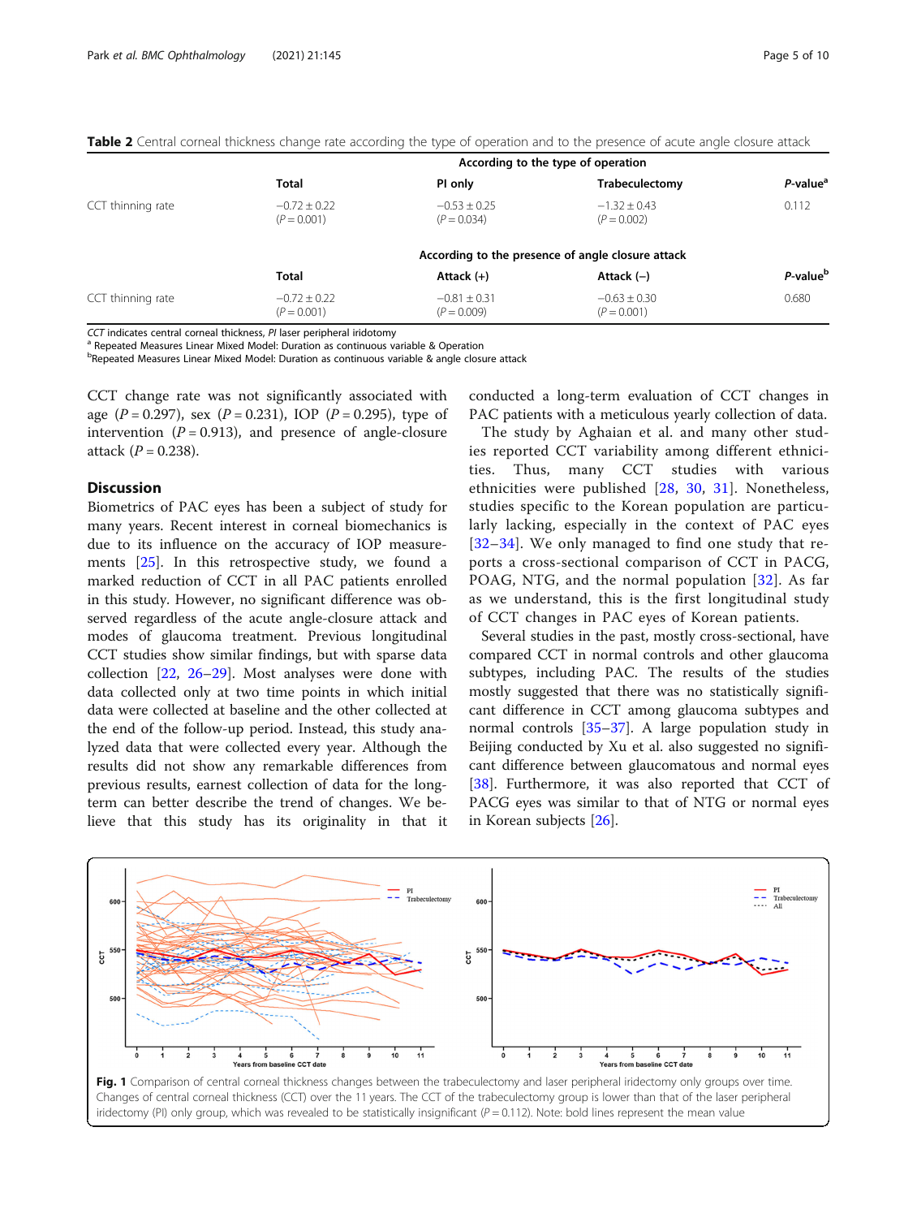**Table 2** Central corneal thickness change rate according the type of operation and to the presence of acute angle closure attack

| | According to the type of operation | | | |
|---|---|---|---|---|
| | Total | PI only | Trabeculectomy | *P*-value[a] |
| CCT thinning rate | −0.72 ± 0.22 (*P* = 0.001) | −0.53 ± 0.25 (*P* = 0.034) | −1.32 ± 0.43 (*P* = 0.002) | 0.112 |
| | According to the presence of angle closure attack | | | |
| | Total | Attack (+) | Attack (−) | *P*-value[b] |
| CCT thinning rate | −0.72 ± 0.22 (*P* = 0.001) | −0.81 ± 0.31 (*P* = 0.009) | −0.63 ± 0.30 (*P* = 0.001) | 0.680 |

*CCT* indicates central corneal thickness, *PI* laser peripheral iridotomy
[a] Repeated Measures Linear Mixed Model: Duration as continuous variable & Operation
[b] Repeated Measures Linear Mixed Model: Duration as continuous variable & angle closure attack

CCT change rate was not significantly associated with age (*P* = 0.297), sex (*P* = 0.231), IOP (*P* = 0.295), type of intervention (*P* = 0.913), and presence of angle-closure attack (*P* = 0.238).

## Discussion

Biometrics of PAC eyes has been a subject of study for many years. Recent interest in corneal biomechanics is due to its influence on the accuracy of IOP measurements [25]. In this retrospective study, we found a marked reduction of CCT in all PAC patients enrolled in this study. However, no significant difference was observed regardless of the acute angle-closure attack and modes of glaucoma treatment. Previous longitudinal CCT studies show similar findings, but with sparse data collection [22, 26–29]. Most analyses were done with data collected only at two time points in which initial data were collected at baseline and the other collected at the end of the follow-up period. Instead, this study analyzed data that were collected every year. Although the results did not show any remarkable differences from previous results, earnest collection of data for the long-term can better describe the trend of changes. We believe that this study has its originality in that it conducted a long-term evaluation of CCT changes in PAC patients with a meticulous yearly collection of data.

The study by Aghaian et al. and many other studies reported CCT variability among different ethnicities. Thus, many CCT studies with various ethnicities were published [28, 30, 31]. Nonetheless, studies specific to the Korean population are particularly lacking, especially in the context of PAC eyes [32–34]. We only managed to find one study that reports a cross-sectional comparison of CCT in PACG, POAG, NTG, and the normal population [32]. As far as we understand, this is the first longitudinal study of CCT changes in PAC eyes of Korean patients.

Several studies in the past, mostly cross-sectional, have compared CCT in normal controls and other glaucoma subtypes, including PAC. The results of the studies mostly suggested that there was no statistically significant difference in CCT among glaucoma subtypes and normal controls [35–37]. A large population study in Beijing conducted by Xu et al. also suggested no significant difference between glaucomatous and normal eyes [38]. Furthermore, it was also reported that CCT of PACG eyes was similar to that of NTG or normal eyes in Korean subjects [26].

**Fig. 1** Comparison of central corneal thickness changes between the trabeculectomy and laser peripheral iridotomy only groups over time. Changes of central corneal thickness (CCT) over the 11 years. The CCT of the trabeculectomy group is lower than that of the laser peripheral iridotomy (PI) only group, which was revealed to be statistically insignificant (*P* = 0.112). Note: bold lines represent the mean value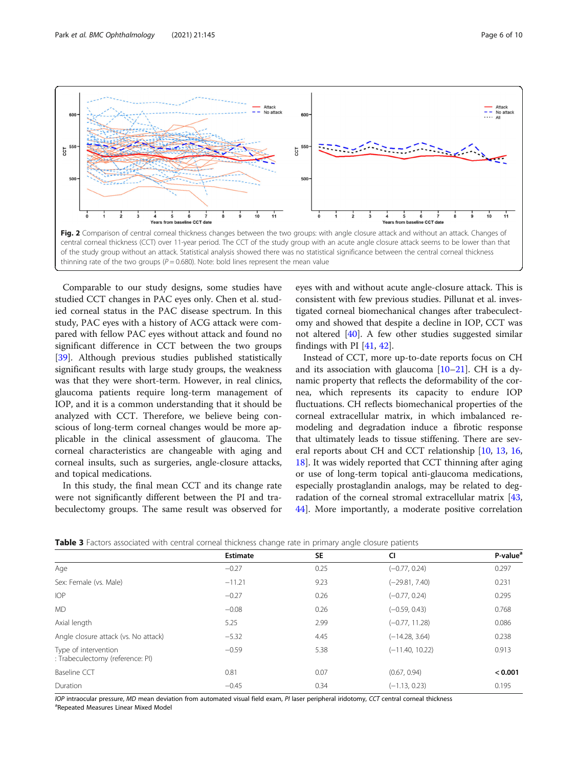**Fig. 2** Comparison of central corneal thickness changes between the two groups: with angle closure attack and without an attack. Changes of central corneal thickness (CCT) over 11-year period. The CCT of the study group with an acute angle closure attack seems to be lower than that of the study group without an attack. Statistical analysis showed there was no statistical significance between the central corneal thickness thinning rate of the two groups ($P = 0.680$). Note: bold lines represent the mean value

Comparable to our study designs, some studies have studied CCT changes in PAC eyes only. Chen et al. studied corneal status in the PAC disease spectrum. In this study, PAC eyes with a history of ACG attack were compared with fellow PAC eyes without attack and found no significant difference in CCT between the two groups [39]. Although previous studies published statistically significant results with large study groups, the weakness was that they were short-term. However, in real clinics, glaucoma patients require long-term management of IOP, and it is a common understanding that it should be analyzed with CCT. Therefore, we believe being conscious of long-term corneal changes would be more applicable in the clinical assessment of glaucoma. The corneal characteristics are changeable with aging and corneal insults, such as surgeries, angle-closure attacks, and topical medications.

In this study, the final mean CCT and its change rate were not significantly different between the PI and trabeculectomy groups. The same result was observed for eyes with and without acute angle-closure attack. This is consistent with few previous studies. Pillunat et al. investigated corneal biomechanical changes after trabeculectomy and showed that despite a decline in IOP, CCT was not altered [40]. A few other studies suggested similar findings with PI [41, 42].

Instead of CCT, more up-to-date reports focus on CH and its association with glaucoma [10–21]. CH is a dynamic property that reflects the deformability of the cornea, which represents its capacity to endure IOP fluctuations. CH reflects biomechanical properties of the corneal extracellular matrix, in which imbalanced remodeling and degradation induce a fibrotic response that ultimately leads to tissue stiffening. There are several reports about CH and CCT relationship [10, 13, 16, 18]. It was widely reported that CCT thinning after aging or use of long-term topical anti-glaucoma medications, especially prostaglandin analogs, may be related to degradation of the corneal stromal extracellular matrix [43, 44]. More importantly, a moderate positive correlation

**Table 3** Factors associated with central corneal thickness change rate in primary angle closure patients

| | Estimate | SE | CI | P-value[a] |
|---|---|---|---|---|
| Age | −0.27 | 0.25 | (−0.77, 0.24) | 0.297 |
| Sex: Female (vs. Male) | −11.21 | 9.23 | (−29.81, 7.40) | 0.231 |
| IOP | −0.27 | 0.26 | (−0.77, 0.24) | 0.295 |
| MD | −0.08 | 0.26 | (−0.59, 0.43) | 0.768 |
| Axial length | 5.25 | 2.99 | (−0.77, 11.28) | 0.086 |
| Angle closure attack (vs. No attack) | −5.32 | 4.45 | (−14.28, 3.64) | 0.238 |
| Type of intervention : Trabeculectomy (reference: PI) | −0.59 | 5.38 | (−11.40, 10.22) | 0.913 |
| Baseline CCT | 0.81 | 0.07 | (0.67, 0.94) | **< 0.001** |
| Duration | −0.45 | 0.34 | (−1.13, 0.23) | 0.195 |

*IOP* intraocular pressure, *MD* mean deviation from automated visual field exam, *PI* laser peripheral iridotomy, *CCT* central corneal thickness
[a]Repeated Measures Linear Mixed Model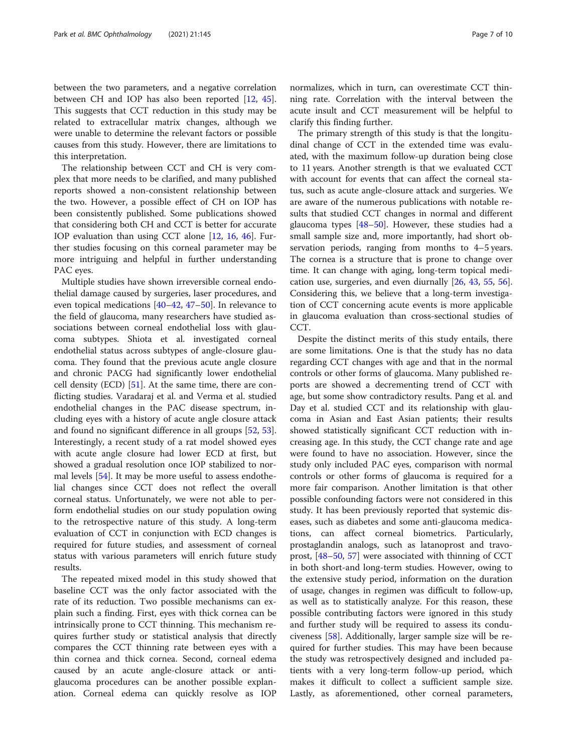between the two parameters, and a negative correlation between CH and IOP has also been reported [12, 45]. This suggests that CCT reduction in this study may be related to extracellular matrix changes, although we were unable to determine the relevant factors or possible causes from this study. However, there are limitations to this interpretation.

The relationship between CCT and CH is very complex that more needs to be clarified, and many published reports showed a non-consistent relationship between the two. However, a possible effect of CH on IOP has been consistently published. Some publications showed that considering both CH and CCT is better for accurate IOP evaluation than using CCT alone [12, 16, 46]. Further studies focusing on this corneal parameter may be more intriguing and helpful in further understanding PAC eyes.

Multiple studies have shown irreversible corneal endothelial damage caused by surgeries, laser procedures, and even topical medications [40–42, 47–50]. In relevance to the field of glaucoma, many researchers have studied associations between corneal endothelial loss with glaucoma subtypes. Shiota et al. investigated corneal endothelial status across subtypes of angle-closure glaucoma. They found that the previous acute angle closure and chronic PACG had significantly lower endothelial cell density (ECD) [51]. At the same time, there are conflicting studies. Varadaraj et al. and Verma et al. studied endothelial changes in the PAC disease spectrum, including eyes with a history of acute angle closure attack and found no significant difference in all groups [52, 53]. Interestingly, a recent study of a rat model showed eyes with acute angle closure had lower ECD at first, but showed a gradual resolution once IOP stabilized to normal levels [54]. It may be more useful to assess endothelial changes since CCT does not reflect the overall corneal status. Unfortunately, we were not able to perform endothelial studies on our study population owing to the retrospective nature of this study. A long-term evaluation of CCT in conjunction with ECD changes is required for future studies, and assessment of corneal status with various parameters will enrich future study results.

The repeated mixed model in this study showed that baseline CCT was the only factor associated with the rate of its reduction. Two possible mechanisms can explain such a finding. First, eyes with thick cornea can be intrinsically prone to CCT thinning. This mechanism requires further study or statistical analysis that directly compares the CCT thinning rate between eyes with a thin cornea and thick cornea. Second, corneal edema caused by an acute angle-closure attack or anti-glaucoma procedures can be another possible explanation. Corneal edema can quickly resolve as IOP normalizes, which in turn, can overestimate CCT thinning rate. Correlation with the interval between the acute insult and CCT measurement will be helpful to clarify this finding further.

The primary strength of this study is that the longitudinal change of CCT in the extended time was evaluated, with the maximum follow-up duration being close to 11 years. Another strength is that we evaluated CCT with account for events that can affect the corneal status, such as acute angle-closure attack and surgeries. We are aware of the numerous publications with notable results that studied CCT changes in normal and different glaucoma types [48–50]. However, these studies had a small sample size and, more importantly, had short observation periods, ranging from months to 4–5 years. The cornea is a structure that is prone to change over time. It can change with aging, long-term topical medication use, surgeries, and even diurnally [26, 43, 55, 56]. Considering this, we believe that a long-term investigation of CCT concerning acute events is more applicable in glaucoma evaluation than cross-sectional studies of CCT.

Despite the distinct merits of this study entails, there are some limitations. One is that the study has no data regarding CCT changes with age and that in the normal controls or other forms of glaucoma. Many published reports are showed a decrementing trend of CCT with age, but some show contradictory results. Pang et al. and Day et al. studied CCT and its relationship with glaucoma in Asian and East Asian patients; their results showed statistically significant CCT reduction with increasing age. In this study, the CCT change rate and age were found to have no association. However, since the study only included PAC eyes, comparison with normal controls or other forms of glaucoma is required for a more fair comparison. Another limitation is that other possible confounding factors were not considered in this study. It has been previously reported that systemic diseases, such as diabetes and some anti-glaucoma medications, can affect corneal biometrics. Particularly, prostaglandin analogs, such as latanoprost and travoprost, [48–50, 57] were associated with thinning of CCT in both short-and long-term studies. However, owing to the extensive study period, information on the duration of usage, changes in regimen was difficult to follow-up, as well as to statistically analyze. For this reason, these possible contributing factors were ignored in this study and further study will be required to assess its conduciveness [58]. Additionally, larger sample size will be required for further studies. This may have been because the study was retrospectively designed and included patients with a very long-term follow-up period, which makes it difficult to collect a sufficient sample size. Lastly, as aforementioned, other corneal parameters,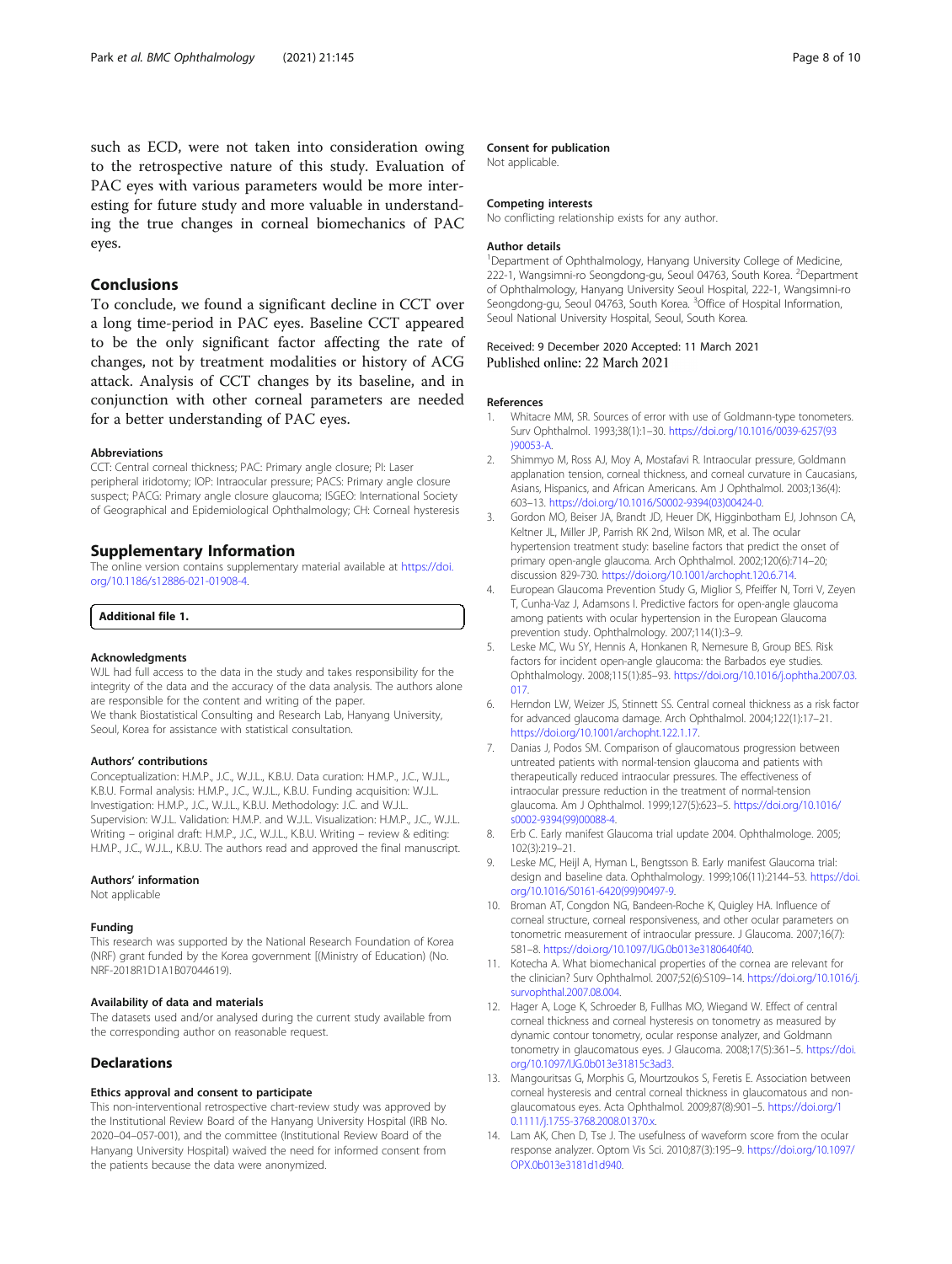such as ECD, were not taken into consideration owing to the retrospective nature of this study. Evaluation of PAC eyes with various parameters would be more interesting for future study and more valuable in understanding the true changes in corneal biomechanics of PAC eyes.

## Conclusions

To conclude, we found a significant decline in CCT over a long time-period in PAC eyes. Baseline CCT appeared to be the only significant factor affecting the rate of changes, not by treatment modalities or history of ACG attack. Analysis of CCT changes by its baseline, and in conjunction with other corneal parameters are needed for a better understanding of PAC eyes.

### Abbreviations

CCT: Central corneal thickness; PAC: Primary angle closure; PI: Laser peripheral iridotomy; IOP: Intraocular pressure; PACS: Primary angle closure suspect; PACG: Primary angle closure glaucoma; ISGEO: International Society of Geographical and Epidemiological Ophthalmology; CH: Corneal hysteresis

## Supplementary Information

The online version contains supplementary material available at https://doi.org/10.1186/s12886-021-01908-4.

**Additional file 1.**

### Acknowledgments

WJL had full access to the data in the study and takes responsibility for the integrity of the data and the accuracy of the data analysis. The authors alone are responsible for the content and writing of the paper.
We thank Biostatistical Consulting and Research Lab, Hanyang University, Seoul, Korea for assistance with statistical consultation.

### Authors' contributions

Conceptualization: H.M.P., J.C., W.J.L., K.B.U. Data curation: H.M.P., J.C., W.J.L., K.B.U. Formal analysis: H.M.P., J.C., W.J.L., K.B.U. Funding acquisition: W.J.L. Investigation: H.M.P., J.C., W.J.L., K.B.U. Methodology: J.C. and W.J.L. Supervision: W.J.L. Validation: H.M.P. and W.J.L. Visualization: H.M.P., J.C., W.J.L. Writing – original draft: H.M.P., J.C., W.J.L., K.B.U. Writing – review & editing: H.M.P., J.C., W.J.L., K.B.U. The authors read and approved the final manuscript.

### Authors' information

Not applicable

### Funding

This research was supported by the National Research Foundation of Korea (NRF) grant funded by the Korea government [(Ministry of Education) (No. NRF-2018R1D1A1B07044619).

### Availability of data and materials

The datasets used and/or analysed during the current study available from the corresponding author on reasonable request.

## Declarations

### Ethics approval and consent to participate

This non-interventional retrospective chart-review study was approved by the Institutional Review Board of the Hanyang University Hospital (IRB No. 2020–04–057-001), and the committee (Institutional Review Board of the Hanyang University Hospital) waived the need for informed consent from the patients because the data were anonymized.

### Consent for publication

Not applicable.

### Competing interests

No conflicting relationship exists for any author.

### Author details

[1]Department of Ophthalmology, Hanyang University College of Medicine, 222-1, Wangsimni-ro Seongdong-gu, Seoul 04763, South Korea. [2]Department of Ophthalmology, Hanyang University Seoul Hospital, 222-1, Wangsimni-ro Seongdong-gu, Seoul 04763, South Korea. [3]Office of Hospital Information, Seoul National University Hospital, Seoul, South Korea.

Received: 9 December 2020 Accepted: 11 March 2021
Published online: 22 March 2021

### References

1. Whitacre MM, SR. Sources of error with use of Goldmann-type tonometers. Surv Ophthalmol. 1993;38(1):1–30. https://doi.org/10.1016/0039-6257(93)90053-A.
2. Shimmyo M, Ross AJ, Moy A, Mostafavi R. Intraocular pressure, Goldmann applanation tension, corneal thickness, and corneal curvature in Caucasians, Asians, Hispanics, and African Americans. Am J Ophthalmol. 2003;136(4): 603–13. https://doi.org/10.1016/S0002-9394(03)00424-0.
3. Gordon MO, Beiser JA, Brandt JD, Heuer DK, Higginbotham EJ, Johnson CA, Keltner JL, Miller JP, Parrish RK 2nd, Wilson MR, et al. The ocular hypertension treatment study: baseline factors that predict the onset of primary open-angle glaucoma. Arch Ophthalmol. 2002;120(6):714–20; discussion 829-730. https://doi.org/10.1001/archopht.120.6.714.
4. European Glaucoma Prevention Study G, Miglior S, Pfeiffer N, Torri V, Zeyen T, Cunha-Vaz J, Adamsons I. Predictive factors for open-angle glaucoma among patients with ocular hypertension in the European Glaucoma prevention study. Ophthalmology. 2007;114(1):3–9.
5. Leske MC, Wu SY, Hennis A, Honkanen R, Nemesure B, Group BES. Risk factors for incident open-angle glaucoma: the Barbados eye studies. Ophthalmology. 2008;115(1):85–93. https://doi.org/10.1016/j.ophtha.2007.03.017.
6. Herndon LW, Weizer JS, Stinnett SS. Central corneal thickness as a risk factor for advanced glaucoma damage. Arch Ophthalmol. 2004;122(1):17–21. https://doi.org/10.1001/archopht.122.1.17.
7. Danias J, Podos SM. Comparison of glaucomatous progression between untreated patients with normal-tension glaucoma and patients with therapeutically reduced intraocular pressures. The effectiveness of intraocular pressure reduction in the treatment of normal-tension glaucoma. Am J Ophthalmol. 1999;127(5):623–5. https://doi.org/10.1016/s0002-9394(99)00088-4.
8. Erb C. Early manifest Glaucoma trial update 2004. Ophthalmologe. 2005; 102(3):219–21.
9. Leske MC, Heijl A, Hyman L, Bengtsson B. Early manifest Glaucoma trial: design and baseline data. Ophthalmology. 1999;106(11):2144–53. https://doi.org/10.1016/S0161-6420(99)90497-9.
10. Broman AT, Congdon NG, Bandeen-Roche K, Quigley HA. Influence of corneal structure, corneal responsiveness, and other ocular parameters on tonometric measurement of intraocular pressure. J Glaucoma. 2007;16(7): 581–8. https://doi.org/10.1097/IJG.0b013e3180640f40.
11. Kotecha A. What biomechanical properties of the cornea are relevant for the clinician? Surv Ophthalmol. 2007;52(6):S109–14. https://doi.org/10.1016/j.survophthal.2007.08.004.
12. Hager A, Loge K, Schroeder B, Fullhas MO, Wiegand W. Effect of central corneal thickness and corneal hysteresis on tonometry as measured by dynamic contour tonometry, ocular response analyzer, and Goldmann tonometry in glaucomatous eyes. J Glaucoma. 2008;17(5):361–5. https://doi.org/10.1097/IJG.0b013e31815c3ad3.
13. Mangouritsas G, Morphis G, Mourtzoukos S, Feretis E. Association between corneal hysteresis and central corneal thickness in glaucomatous and non-glaucomatous eyes. Acta Ophthalmol. 2009;87(8):901–5. https://doi.org/10.1111/j.1755-3768.2008.01370.x.
14. Lam AK, Chen D, Tse J. The usefulness of waveform score from the ocular response analyzer. Optom Vis Sci. 2010;87(3):195–9. https://doi.org/10.1097/OPX.0b013e3181d1d940.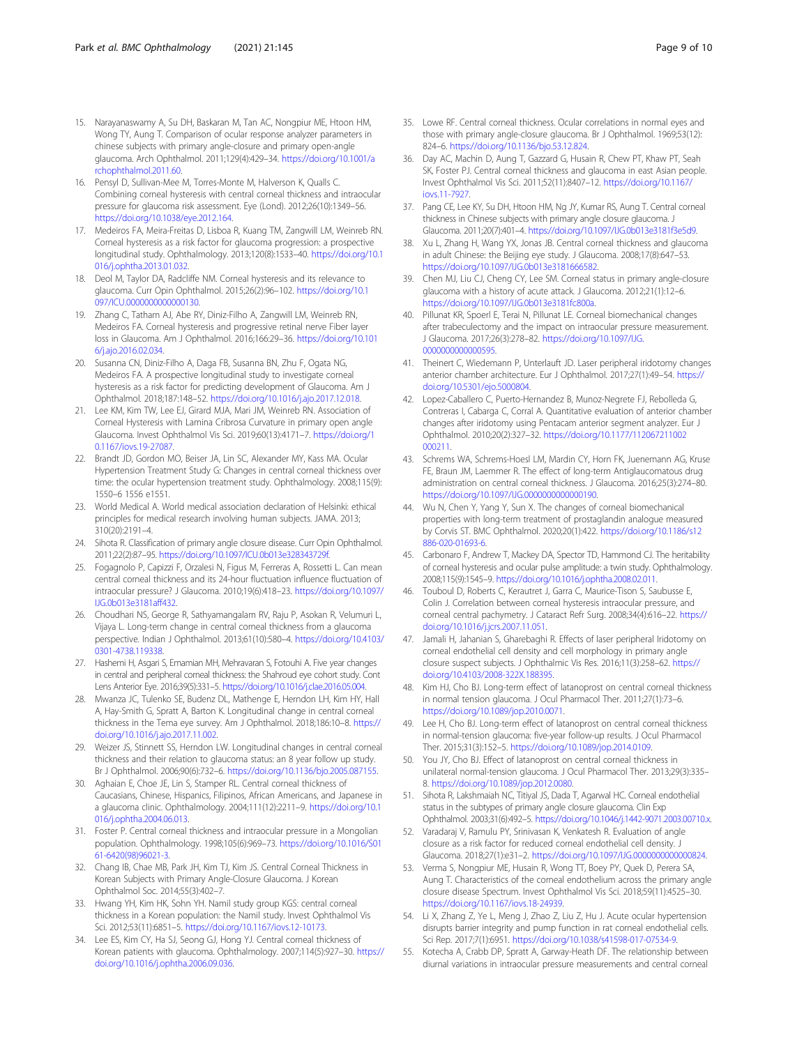15. Narayanaswamy A, Su DH, Baskaran M, Tan AC, Nongpiur ME, Htoon HM, Wong TY, Aung T. Comparison of ocular response analyzer parameters in chinese subjects with primary angle-closure and primary open-angle glaucoma. Arch Ophthalmol. 2011;129(4):429–34. https://doi.org/10.1001/archophthalmol.2011.60.
16. Pensyl D, Sullivan-Mee M, Torres-Monte M, Halverson K, Qualls C. Combining corneal hysteresis with central corneal thickness and intraocular pressure for glaucoma risk assessment. Eye (Lond). 2012;26(10):1349–56. https://doi.org/10.1038/eye.2012.164.
17. Medeiros FA, Meira-Freitas D, Lisboa R, Kuang TM, Zangwill LM, Weinreb RN. Corneal hysteresis as a risk factor for glaucoma progression: a prospective longitudinal study. Ophthalmology. 2013;120(8):1533–40. https://doi.org/10.1016/j.ophtha.2013.01.032.
18. Deol M, Taylor DA, Radcliffe NM. Corneal hysteresis and its relevance to glaucoma. Curr Opin Ophthalmol. 2015;26(2):96–102. https://doi.org/10.1097/ICU.0000000000000130.
19. Zhang C, Tatham AJ, Abe RY, Diniz-Filho A, Zangwill LM, Weinreb RN, Medeiros FA. Corneal hysteresis and progressive retinal nerve Fiber layer loss in Glaucoma. Am J Ophthalmol. 2016;166:29–36. https://doi.org/10.1016/j.ajo.2016.02.034.
20. Susanna CN, Diniz-Filho A, Daga FB, Susanna BN, Zhu F, Ogata NG, Medeiros FA. A prospective longitudinal study to investigate corneal hysteresis as a risk factor for predicting development of Glaucoma. Am J Ophthalmol. 2018;187:148–52. https://doi.org/10.1016/j.ajo.2017.12.018.
21. Lee KM, Kim TW, Lee EJ, Girard MJA, Mari JM, Weinreb RN. Association of Corneal Hysteresis with Lamina Cribrosa Curvature in primary open angle Glaucoma. Invest Ophthalmol Vis Sci. 2019;60(13):4171–7. https://doi.org/10.1167/iovs.19-27087.
22. Brandt JD, Gordon MO, Beiser JA, Lin SC, Alexander MY, Kass MA. Ocular Hypertension Treatment Study G: Changes in central corneal thickness over time: the ocular hypertension treatment study. Ophthalmology. 2008;115(9):1550–6 1556 e1551.
23. World Medical A. World medical association declaration of Helsinki: ethical principles for medical research involving human subjects. JAMA. 2013; 310(20):2191–4.
24. Sihota R. Classification of primary angle closure disease. Curr Opin Ophthalmol. 2011;22(2):87–95. https://doi.org/10.1097/ICU.0b013e328343729f.
25. Fogagnolo P, Capizzi F, Orzalesi N, Figus M, Ferreras A, Rossetti L. Can mean central corneal thickness and its 24-hour fluctuation influence fluctuation of intraocular pressure? J Glaucoma. 2010;19(6):418–23. https://doi.org/10.1097/IJG.0b013e3181aff432.
26. Choudhari NS, George R, Sathyamangalam RV, Raju P, Asokan R, Velumuri L, Vijaya L. Long-term change in central corneal thickness from a glaucoma perspective. Indian J Ophthalmol. 2013;61(10):580–4. https://doi.org/10.4103/0301-4738.119338.
27. Hashemi H, Asgari S, Emamian MH, Mehravaran S, Fotouhi A. Five year changes in central and peripheral corneal thickness: the Shahroud eye cohort study. Cont Lens Anterior Eye. 2016;39(5):331–5. https://doi.org/10.1016/j.clae.2016.05.004.
28. Mwanza JC, Tulenko SE, Budenz DL, Mathenge E, Herndon LH, Kim HY, Hall A, Hay-Smith G, Spratt A, Barton K. Longitudinal change in central corneal thickness in the Tema eye survey. Am J Ophthalmol. 2018;186:10–8. https://doi.org/10.1016/j.ajo.2017.11.002.
29. Weizer JS, Stinnett SS, Herndon LW. Longitudinal changes in central corneal thickness and their relation to glaucoma status: an 8 year follow up study. Br J Ophthalmol. 2006;90(6):732–6. https://doi.org/10.1136/bjo.2005.087155.
30. Aghaian E, Choe JE, Lin S, Stamper RL. Central corneal thickness of Caucasians, Chinese, Hispanics, Filipinos, African Americans, and Japanese in a glaucoma clinic. Ophthalmology. 2004;111(12):2211–9. https://doi.org/10.1016/j.ophtha.2004.06.013.
31. Foster P. Central corneal thickness and intraocular pressure in a Mongolian population. Ophthalmology. 1998;105(6):969–73. https://doi.org/10.1016/S0161-6420(98)96021-3.
32. Chang IB, Chae MB, Park JH, Kim TJ, Kim JS. Central Corneal Thickness in Korean Subjects with Primary Angle-Closure Glaucoma. J Korean Ophthalmol Soc. 2014;55(3):402–7.
33. Hwang YH, Kim HK, Sohn YH. Namil study group KGS: central corneal thickness in a Korean population: the Namil study. Invest Ophthalmol Vis Sci. 2012;53(11):6851–5. https://doi.org/10.1167/iovs.12-10173.
34. Lee ES, Kim CY, Ha SJ, Seong GJ, Hong YJ. Central corneal thickness of Korean patients with glaucoma. Ophthalmology. 2007;114(5):927–30. https://doi.org/10.1016/j.ophtha.2006.09.036.
35. Lowe RF. Central corneal thickness. Ocular correlations in normal eyes and those with primary angle-closure glaucoma. Br J Ophthalmol. 1969;53(12):824–6. https://doi.org/10.1136/bjo.53.12.824.
36. Day AC, Machin D, Aung T, Gazzard G, Husain R, Chew PT, Khaw PT, Seah SK, Foster PJ. Central corneal thickness and glaucoma in east Asian people. Invest Ophthalmol Vis Sci. 2011;52(11):8407–12. https://doi.org/10.1167/iovs.11-7927.
37. Pang CE, Lee KY, Su DH, Htoon HM, Ng JY, Kumar RS, Aung T. Central corneal thickness in Chinese subjects with primary angle closure glaucoma. J Glaucoma. 2011;20(7):401–4. https://doi.org/10.1097/IJG.0b013e3181f3e5d9.
38. Xu L, Zhang H, Wang YX, Jonas JB. Central corneal thickness and glaucoma in adult Chinese: the Beijing eye study. J Glaucoma. 2008;17(8):647–53. https://doi.org/10.1097/IJG.0b013e3181666582.
39. Chen MJ, Liu CJ, Cheng CY, Lee SM. Corneal status in primary angle-closure glaucoma with a history of acute attack. J Glaucoma. 2012;21(1):12–6. https://doi.org/10.1097/IJG.0b013e3181fc800a.
40. Pillunat KR, Spoerl E, Terai N, Pillunat LE. Corneal biomechanical changes after trabeculectomy and the impact on intraocular pressure measurement. J Glaucoma. 2017;26(3):278–82. https://doi.org/10.1097/IJG.0000000000000595.
41. Theinert C, Wiedemann P, Unterlauft JD. Laser peripheral iridotomy changes anterior chamber architecture. Eur J Ophthalmol. 2017;27(1):49–54. https://doi.org/10.5301/ejo.5000804.
42. Lopez-Caballero C, Puerto-Hernandez B, Munoz-Negrete FJ, Rebolleda G, Contreras I, Cabarga C, Corral A. Quantitative evaluation of anterior chamber changes after iridotomy using Pentacam anterior segment analyzer. Eur J Ophthalmol. 2010;20(2):327–32. https://doi.org/10.1177/112067211002000211.
43. Schrems WA, Schrems-Hoesl LM, Mardin CY, Horn FK, Juenemann AG, Kruse FE, Braun JM, Laemmer R. The effect of long-term Antiglaucomatous drug administration on central corneal thickness. J Glaucoma. 2016;25(3):274–80. https://doi.org/10.1097/IJG.0000000000000190.
44. Wu N, Chen Y, Yang Y, Sun X. The changes of corneal biomechanical properties with long-term treatment of prostaglandin analogue measured by Corvis ST. BMC Ophthalmol. 2020;20(1):422. https://doi.org/10.1186/s12886-020-01693-6.
45. Carbonaro F, Andrew T, Mackey DA, Spector TD, Hammond CJ. The heritability of corneal hysteresis and ocular pulse amplitude: a twin study. Ophthalmology. 2008;115(9):1545–9. https://doi.org/10.1016/j.ophtha.2008.02.011.
46. Touboul D, Roberts C, Kerautret J, Garra C, Maurice-Tison S, Saubusse E, Colin J. Correlation between corneal hysteresis intraocular pressure, and corneal central pachymetry. J Cataract Refr Surg. 2008;34(4):616–22. https://doi.org/10.1016/j.jcrs.2007.11.051.
47. Jamali H, Jahanian S, Gharebaghi R. Effects of laser peripheral Iridotomy on corneal endothelial cell density and cell morphology in primary angle closure suspect subjects. J Ophthalmic Vis Res. 2016;11(3):258–62. https://doi.org/10.4103/2008-322X.188395.
48. Kim HJ, Cho BJ. Long-term effect of latanoprost on central corneal thickness in normal tension glaucoma. J Ocul Pharmacol Ther. 2011;27(1):73–6. https://doi.org/10.1089/jop.2010.0071.
49. Lee H, Cho BJ. Long-term effect of latanoprost on central corneal thickness in normal-tension glaucoma: five-year follow-up results. J Ocul Pharmacol Ther. 2015;31(3):152–5. https://doi.org/10.1089/jop.2014.0109.
50. You JY, Cho BJ. Effect of latanoprost on central corneal thickness in unilateral normal-tension glaucoma. J Ocul Pharmacol Ther. 2013;29(3):335–8. https://doi.org/10.1089/jop.2012.0080.
51. Sihota R, Lakshmaiah NC, Titiyal JS, Dada T, Agarwal HC. Corneal endothelial status in the subtypes of primary angle closure glaucoma. Clin Exp Ophthalmol. 2003;31(6):492–5. https://doi.org/10.1046/j.1442-9071.2003.00710.x.
52. Varadaraj V, Ramulu PY, Srinivasan K, Venkatesh R. Evaluation of angle closure as a risk factor for reduced corneal endothelial cell density. J Glaucoma. 2018;27(1):e31–2. https://doi.org/10.1097/IJG.0000000000000824.
53. Verma S, Nongpiur ME, Husain R, Wong TT, Boey PY, Quek D, Perera SA, Aung T. Characteristics of the corneal endothelium across the primary angle closure disease Spectrum. Invest Ophthalmol Vis Sci. 2018;59(11):4525–30. https://doi.org/10.1167/iovs.18-24939.
54. Li X, Zhang Z, Ye L, Meng J, Zhao Z, Liu Z, Hu J. Acute ocular hypertension disrupts barrier integrity and pump function in rat corneal endothelial cells. Sci Rep. 2017;7(1):6951. https://doi.org/10.1038/s41598-017-07534-9.
55. Kotecha A, Crabb DP, Spratt A, Garway-Heath DF. The relationship between diurnal variations in intraocular pressure measurements and central corneal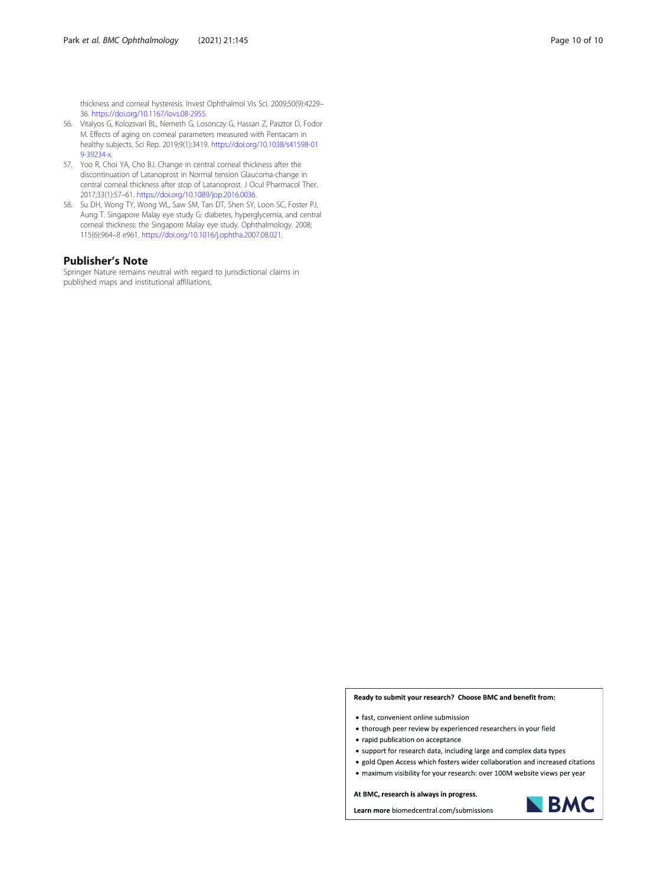thickness and corneal hysteresis. Invest Ophthalmol Vis Sci. 2009;50(9):4229–36. https://doi.org/10.1167/iovs.08-2955.

56. Vitalyos G, Kolozsvari BL, Nemeth G, Losonczy G, Hassan Z, Pasztor D, Fodor M. Effects of aging on corneal parameters measured with Pentacam in healthy subjects. Sci Rep. 2019;9(1):3419. https://doi.org/10.1038/s41598-019-39234-x.
57. Yoo R, Choi YA, Cho BJ. Change in central corneal thickness after the discontinuation of Latanoprost in Normal tension Glaucoma-change in central corneal thickness after stop of Latanoprost. J Ocul Pharmacol Ther. 2017;33(1):57–61. https://doi.org/10.1089/jop.2016.0036.
58. Su DH, Wong TY, Wong WL, Saw SM, Tan DT, Shen SY, Loon SC, Foster PJ, Aung T. Singapore Malay eye study G: diabetes, hyperglycemia, and central corneal thickness: the Singapore Malay eye study. Ophthalmology. 2008;115(6):964–8 e961. https://doi.org/10.1016/j.ophtha.2007.08.021.

## Publisher's Note

Springer Nature remains neutral with regard to jurisdictional claims in published maps and institutional affiliations.

**Ready to submit your research? Choose BMC and benefit from:**

- fast, convenient online submission
- thorough peer review by experienced researchers in your field
- rapid publication on acceptance
- support for research data, including large and complex data types
- gold Open Access which fosters wider collaboration and increased citations
- maximum visibility for your research: over 100M website views per year

**At BMC, research is always in progress.**

**Learn more** biomedcentral.com/submissions

BMC